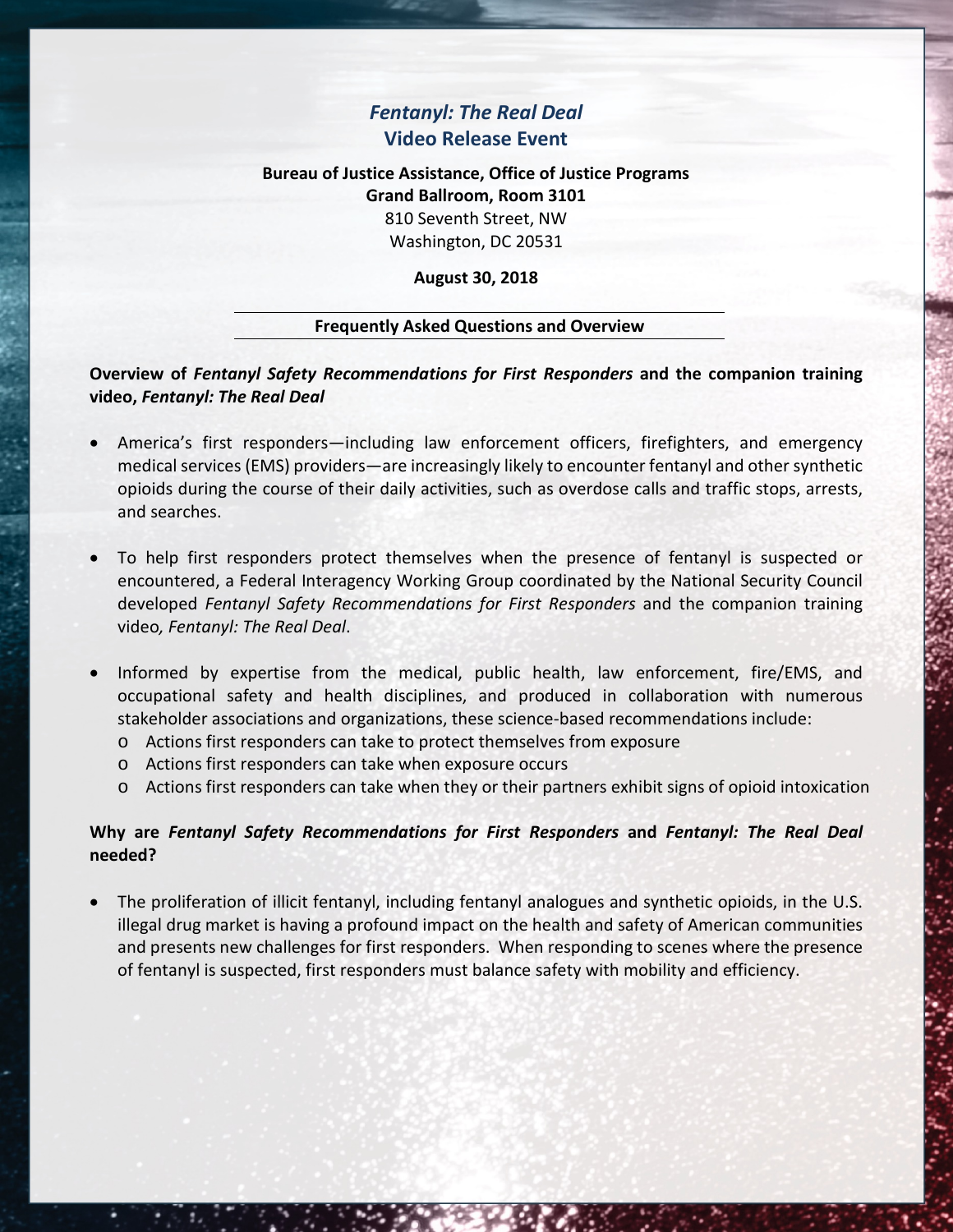# *Fentanyl: The Real Deal*
## Video Release Event

**Bureau of Justice Assistance, Office of Justice Programs**
**Grand Ballroom, Room 3101**
810 Seventh Street, NW
Washington, DC 20531

**August 30, 2018**

---

**Frequently Asked Questions and Overview**

---

### Overview of *Fentanyl Safety Recommendations for First Responders* and the companion training video, *Fentanyl: The Real Deal*

- America's first responders—including law enforcement officers, firefighters, and emergency medical services (EMS) providers—are increasingly likely to encounter fentanyl and other synthetic opioids during the course of their daily activities, such as overdose calls and traffic stops, arrests, and searches.

- To help first responders protect themselves when the presence of fentanyl is suspected or encountered, a Federal Interagency Working Group coordinated by the National Security Council developed *Fentanyl Safety Recommendations for First Responders* and the companion training video*, Fentanyl: The Real Deal*.

- Informed by expertise from the medical, public health, law enforcement, fire/EMS, and occupational safety and health disciplines, and produced in collaboration with numerous stakeholder associations and organizations, these science-based recommendations include:
  - Actions first responders can take to protect themselves from exposure
  - Actions first responders can take when exposure occurs
  - Actions first responders can take when they or their partners exhibit signs of opioid intoxication

### Why are *Fentanyl Safety Recommendations for First Responders* and *Fentanyl: The Real Deal* needed?

- The proliferation of illicit fentanyl, including fentanyl analogues and synthetic opioids, in the U.S. illegal drug market is having a profound impact on the health and safety of American communities and presents new challenges for first responders. When responding to scenes where the presence of fentanyl is suspected, first responders must balance safety with mobility and efficiency.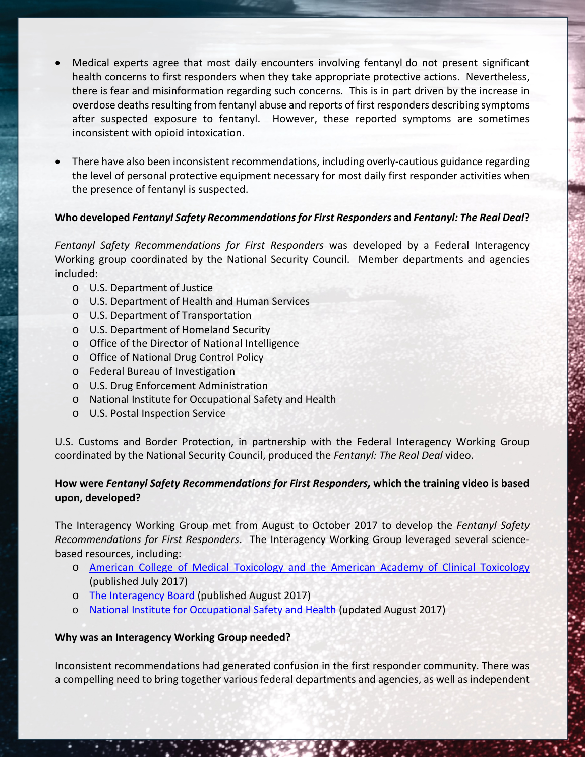- Medical experts agree that most daily encounters involving fentanyl do not present significant health concerns to first responders when they take appropriate protective actions. Nevertheless, there is fear and misinformation regarding such concerns. This is in part driven by the increase in overdose deaths resulting from fentanyl abuse and reports of first responders describing symptoms after suspected exposure to fentanyl. However, these reported symptoms are sometimes inconsistent with opioid intoxication.

- There have also been inconsistent recommendations, including overly-cautious guidance regarding the level of personal protective equipment necessary for most daily first responder activities when the presence of fentanyl is suspected.

**Who developed *Fentanyl Safety Recommendations for First Responders* and *Fentanyl: The Real Deal*?**

*Fentanyl Safety Recommendations for First Responders* was developed by a Federal Interagency Working group coordinated by the National Security Council. Member departments and agencies included:

- U.S. Department of Justice
- U.S. Department of Health and Human Services
- U.S. Department of Transportation
- U.S. Department of Homeland Security
- Office of the Director of National Intelligence
- Office of National Drug Control Policy
- Federal Bureau of Investigation
- U.S. Drug Enforcement Administration
- National Institute for Occupational Safety and Health
- U.S. Postal Inspection Service

U.S. Customs and Border Protection, in partnership with the Federal Interagency Working Group coordinated by the National Security Council, produced the *Fentanyl: The Real Deal* video.

**How were *Fentanyl Safety Recommendations for First Responders,* which the training video is based upon, developed?**

The Interagency Working Group met from August to October 2017 to develop the *Fentanyl Safety Recommendations for First Responders*. The Interagency Working Group leveraged several science-based resources, including:

- American College of Medical Toxicology and the American Academy of Clinical Toxicology (published July 2017)
- The Interagency Board (published August 2017)
- National Institute for Occupational Safety and Health (updated August 2017)

**Why was an Interagency Working Group needed?**

Inconsistent recommendations had generated confusion in the first responder community. There was a compelling need to bring together various federal departments and agencies, as well as independent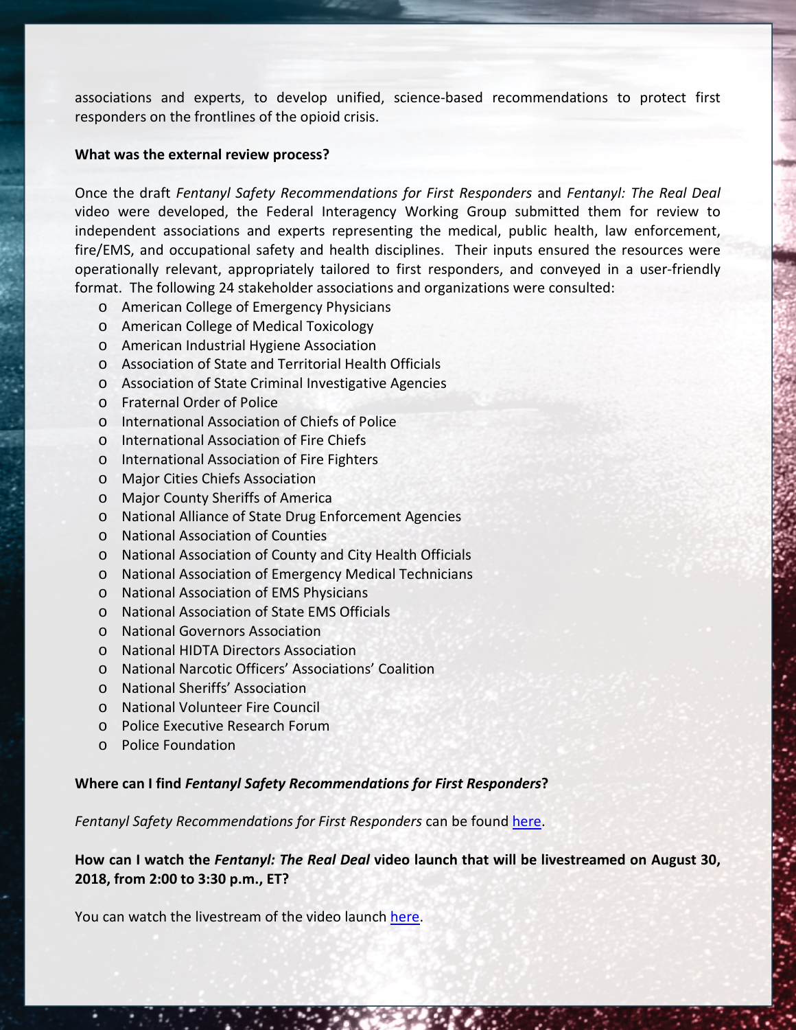associations and experts, to develop unified, science-based recommendations to protect first responders on the frontlines of the opioid crisis.

**What was the external review process?**

Once the draft *Fentanyl Safety Recommendations for First Responders* and *Fentanyl: The Real Deal* video were developed, the Federal Interagency Working Group submitted them for review to independent associations and experts representing the medical, public health, law enforcement, fire/EMS, and occupational safety and health disciplines. Their inputs ensured the resources were operationally relevant, appropriately tailored to first responders, and conveyed in a user-friendly format. The following 24 stakeholder associations and organizations were consulted:

- American College of Emergency Physicians
- American College of Medical Toxicology
- American Industrial Hygiene Association
- Association of State and Territorial Health Officials
- Association of State Criminal Investigative Agencies
- Fraternal Order of Police
- International Association of Chiefs of Police
- International Association of Fire Chiefs
- International Association of Fire Fighters
- Major Cities Chiefs Association
- Major County Sheriffs of America
- National Alliance of State Drug Enforcement Agencies
- National Association of Counties
- National Association of County and City Health Officials
- National Association of Emergency Medical Technicians
- National Association of EMS Physicians
- National Association of State EMS Officials
- National Governors Association
- National HIDTA Directors Association
- National Narcotic Officers' Associations' Coalition
- National Sheriffs' Association
- National Volunteer Fire Council
- Police Executive Research Forum
- Police Foundation

**Where can I find *Fentanyl Safety Recommendations for First Responders*?**

*Fentanyl Safety Recommendations for First Responders* can be found here.

**How can I watch the *Fentanyl: The Real Deal* video launch that will be livestreamed on August 30, 2018, from 2:00 to 3:30 p.m., ET?**

You can watch the livestream of the video launch here.